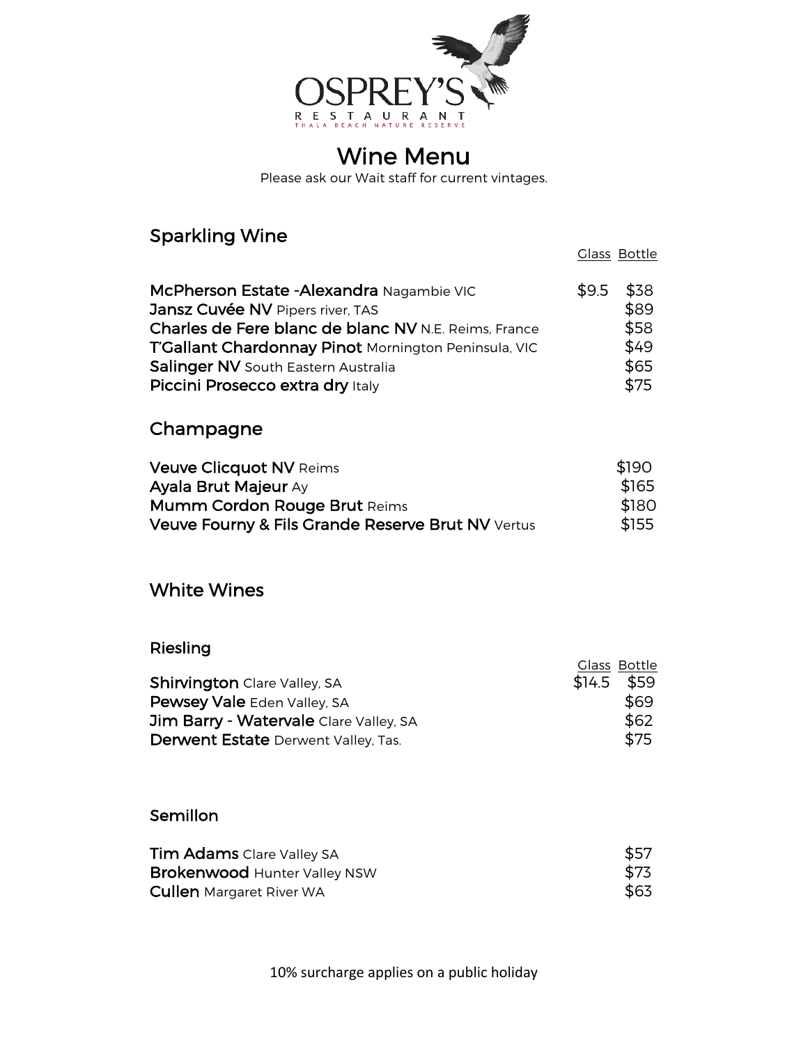# OSPREY'S

RESTAURANT

THALA BEACH NATURE RESERVE

# Wine Menu

Please ask our Wait staff for current vintages.

## Sparkling Wine

| | Glass | Bottle |
|---|---|---|
| **McPherson Estate -Alexandra** Nagambie VIC | $9.5 | $38 |
| **Jansz Cuvée NV** Pipers river, TAS | | $89 |
| **Charles de Fere blanc de blanc NV** N.E. Reims, France | | $58 |
| **T'Gallant Chardonnay Pinot** Mornington Peninsula, VIC | | $49 |
| **Salinger NV** South Eastern Australia | | $65 |
| **Piccini Prosecco extra dry** Italy | | $75 |

## Champagne

| | |
|---|---|
| **Veuve Clicquot NV** Reims | $190 |
| **Ayala Brut Majeur** Ay | $165 |
| **Mumm Cordon Rouge Brut** Reims | $180 |
| **Veuve Fourny & Fils Grande Reserve Brut NV** Vertus | $155 |

## White Wines

### Riesling

| | Glass | Bottle |
|---|---|---|
| **Shirvington** Clare Valley, SA | $14.5 | $59 |
| **Pewsey Vale** Eden Valley, SA | | $69 |
| **Jim Barry - Watervale** Clare Valley, SA | | $62 |
| **Derwent Estate** Derwent Valley, Tas. | | $75 |

### Semillon

| | |
|---|---|
| **Tim Adams** Clare Valley SA | $57 |
| **Brokenwood** Hunter Valley NSW | $73 |
| **Cullen** Margaret River WA | $63 |

10% surcharge applies on a public holiday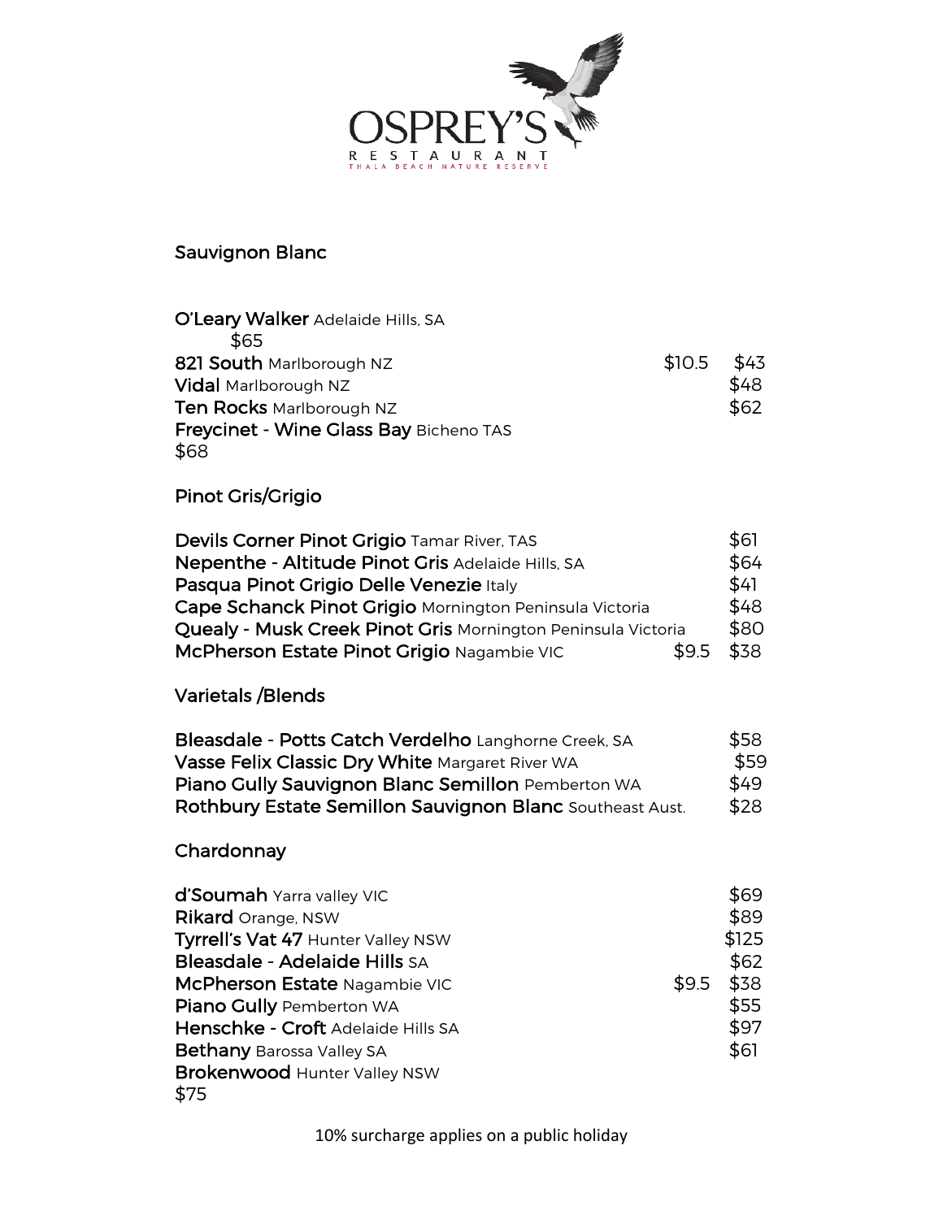# OSPREY'S RESTAURANT

THALA BEACH NATURE RESERVE

## Sauvignon Blanc

| Wine | Glass | Bottle |
|---|---|---|
| **O'Leary Walker** Adelaide Hills, SA | | $65 |
| **821 South** Marlborough NZ | $10.5 | $43 |
| **Vidal** Marlborough NZ | | $48 |
| **Ten Rocks** Marlborough NZ | | $62 |
| **Freycinet - Wine Glass Bay** Bicheno TAS | | $68 |

## Pinot Gris/Grigio

| Wine | Glass | Bottle |
|---|---|---|
| **Devils Corner Pinot Grigio** Tamar River, TAS | | $61 |
| **Nepenthe - Altitude Pinot Gris** Adelaide Hills, SA | | $64 |
| **Pasqua Pinot Grigio Delle Venezie** Italy | | $41 |
| **Cape Schanck Pinot Grigio** Mornington Peninsula Victoria | | $48 |
| **Quealy - Musk Creek Pinot Gris** Mornington Peninsula Victoria | | $80 |
| **McPherson Estate Pinot Grigio** Nagambie VIC | $9.5 | $38 |

## Varietals /Blends

| Wine | Glass | Bottle |
|---|---|---|
| **Bleasdale - Potts Catch Verdelho** Langhorne Creek, SA | | $58 |
| **Vasse Felix Classic Dry White** Margaret River WA | | $59 |
| **Piano Gully Sauvignon Blanc Semillon** Pemberton WA | | $49 |
| **Rothbury Estate Semillon Sauvignon Blanc** Southeast Aust. | | $28 |

## Chardonnay

| Wine | Glass | Bottle |
|---|---|---|
| **d'Soumah** Yarra valley VIC | | $69 |
| **Rikard** Orange, NSW | | $89 |
| **Tyrrell's Vat 47** Hunter Valley NSW | | $125 |
| **Bleasdale - Adelaide Hills** SA | | $62 |
| **McPherson Estate** Nagambie VIC | $9.5 | $38 |
| **Piano Gully** Pemberton WA | | $55 |
| **Henschke - Croft** Adelaide Hills SA | | $97 |
| **Bethany** Barossa Valley SA | | $61 |
| **Brokenwood** Hunter Valley NSW | | $75 |

10% surcharge applies on a public holiday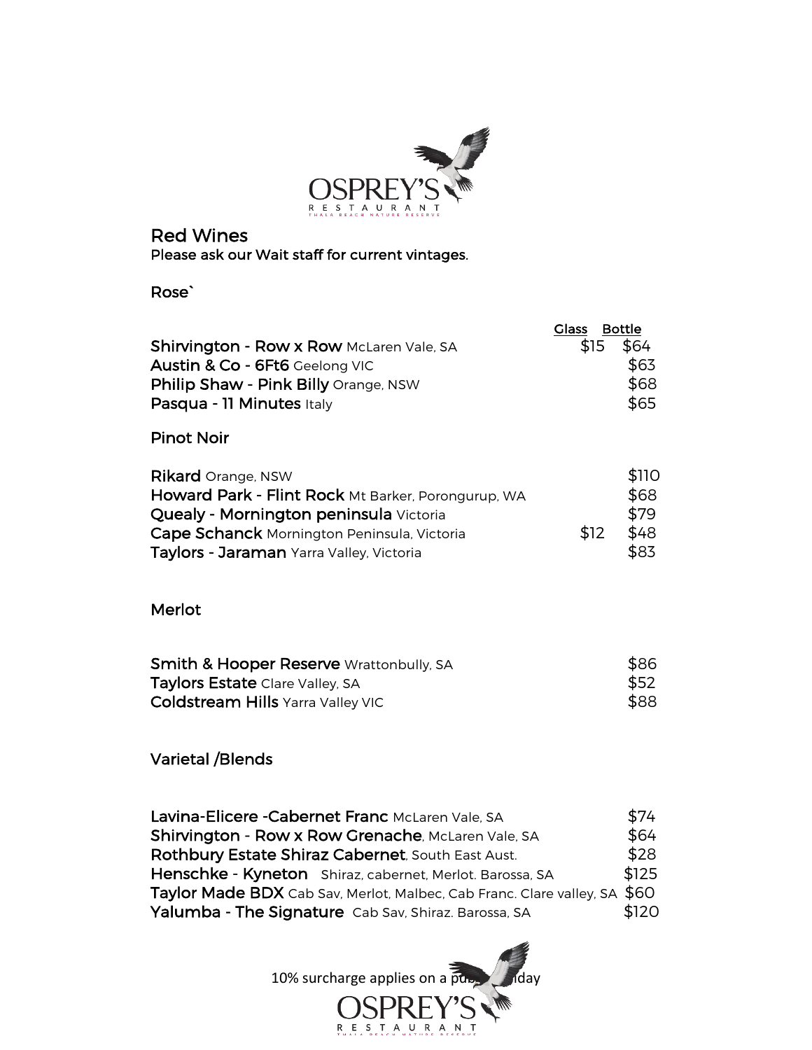# OSPREY'S RESTAURANT

## Red Wines

Please ask our Wait staff for current vintages.

### Rose`

| | Glass | Bottle |
|---|---|---|
| **Shirvington - Row x Row** McLaren Vale, SA | $15 | $64 |
| **Austin & Co - 6Ft6** Geelong VIC | | $63 |
| **Philip Shaw - Pink Billy** Orange, NSW | | $68 |
| **Pasqua - 11 Minutes** Italy | | $65 |

### Pinot Noir

| | Glass | Bottle |
|---|---|---|
| **Rikard** Orange, NSW | | $110 |
| **Howard Park - Flint Rock** Mt Barker, Porongurup, WA | | $68 |
| **Quealy - Mornington peninsula** Victoria | | $79 |
| **Cape Schanck** Mornington Peninsula, Victoria | $12 | $48 |
| **Taylors - Jaraman** Yarra Valley, Victoria | | $83 |

### Merlot

| | Glass | Bottle |
|---|---|---|
| **Smith & Hooper Reserve** Wrattonbully, SA | | $86 |
| **Taylors Estate** Clare Valley, SA | | $52 |
| **Coldstream Hills** Yarra Valley VIC | | $88 |

### Varietal /Blends

| | Glass | Bottle |
|---|---|---|
| **Lavina-Elicere -Cabernet Franc** McLaren Vale, SA | | $74 |
| **Shirvington - Row x Row Grenache**, McLaren Vale, SA | | $64 |
| **Rothbury Estate Shiraz Cabernet**, South East Aust. | | $28 |
| **Henschke - Kyneton** Shiraz, cabernet, Merlot. Barossa, SA | | $125 |
| **Taylor Made BDX** Cab Sav, Merlot, Malbec, Cab Franc. Clare valley, SA | | $60 |
| **Yalumba - The Signature** Cab Sav, Shiraz. Barossa, SA | | $120 |

10% surcharge applies on a public holiday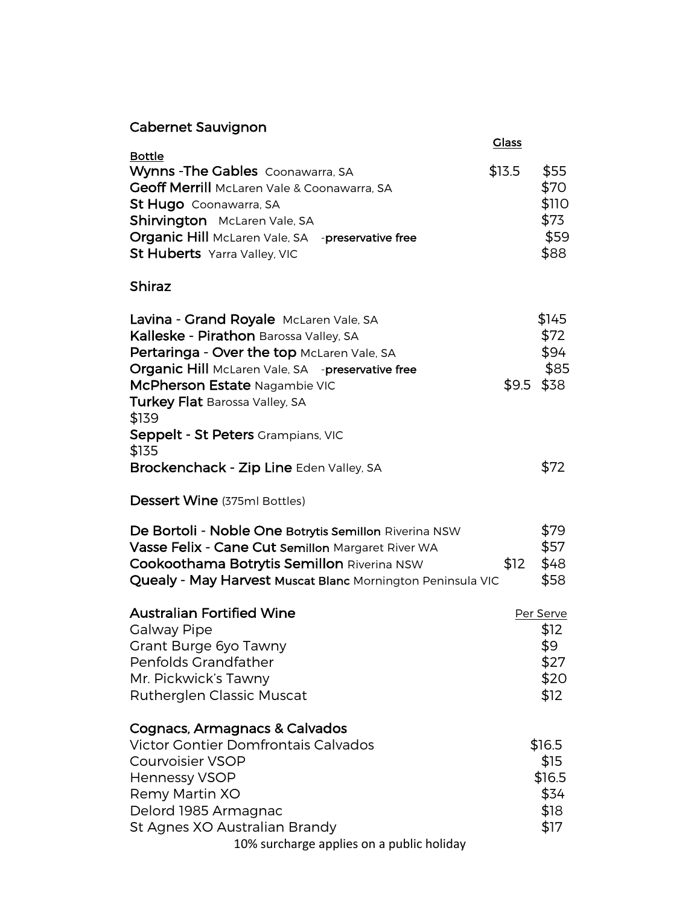## Cabernet Sauvignon

| | Glass | Bottle |
|---|---|---|
| **Wynns -The Gables** Coonawarra, SA | $13.5 | $55 |
| **Geoff Merrill** McLaren Vale & Coonawarra, SA | | $70 |
| **St Hugo** Coonawarra, SA | | $110 |
| **Shirvington** McLaren Vale, SA | | $73 |
| **Organic Hill** McLaren Vale, SA -**preservative free** | | $59 |
| **St Huberts** Yarra Valley, VIC | | $88 |

## Shiraz

| | Glass | Bottle |
|---|---|---|
| **Lavina - Grand Royale** McLaren Vale, SA | | $145 |
| **Kalleske - Pirathon** Barossa Valley, SA | | $72 |
| **Pertaringa - Over the top** McLaren Vale, SA | | $94 |
| **Organic Hill** McLaren Vale, SA -**preservative free** | | $85 |
| **McPherson Estate** Nagambie VIC | $9.5 | $38 |
| **Turkey Flat** Barossa Valley, SA | | $139 |
| **Seppelt - St Peters** Grampians, VIC | | $135 |
| **Brockenchack - Zip Line** Eden Valley, SA | | $72 |

## Dessert Wine (375ml Bottles)

| | Glass | Bottle |
|---|---|---|
| **De Bortoli - Noble One Botrytis Semillon** Riverina NSW | | $79 |
| **Vasse Felix - Cane Cut Semillon** Margaret River WA | | $57 |
| **Cookoothama Botrytis Semillon** Riverina NSW | $12 | $48 |
| **Quealy - May Harvest Muscat Blanc** Mornington Peninsula VIC | | $58 |

## Australian Fortified Wine

| | Per Serve |
|---|---|
| Galway Pipe | $12 |
| Grant Burge 6yo Tawny | $9 |
| Penfolds Grandfather | $27 |
| Mr. Pickwick's Tawny | $20 |
| Rutherglen Classic Muscat | $12 |

## Cognacs, Armagnacs & Calvados

| | |
|---|---|
| Victor Gontier Domfrontais Calvados | $16.5 |
| Courvoisier VSOP | $15 |
| Hennessy VSOP | $16.5 |
| Remy Martin XO | $34 |
| Delord 1985 Armagnac | $18 |
| St Agnes XO Australian Brandy | $17 |

10% surcharge applies on a public holiday